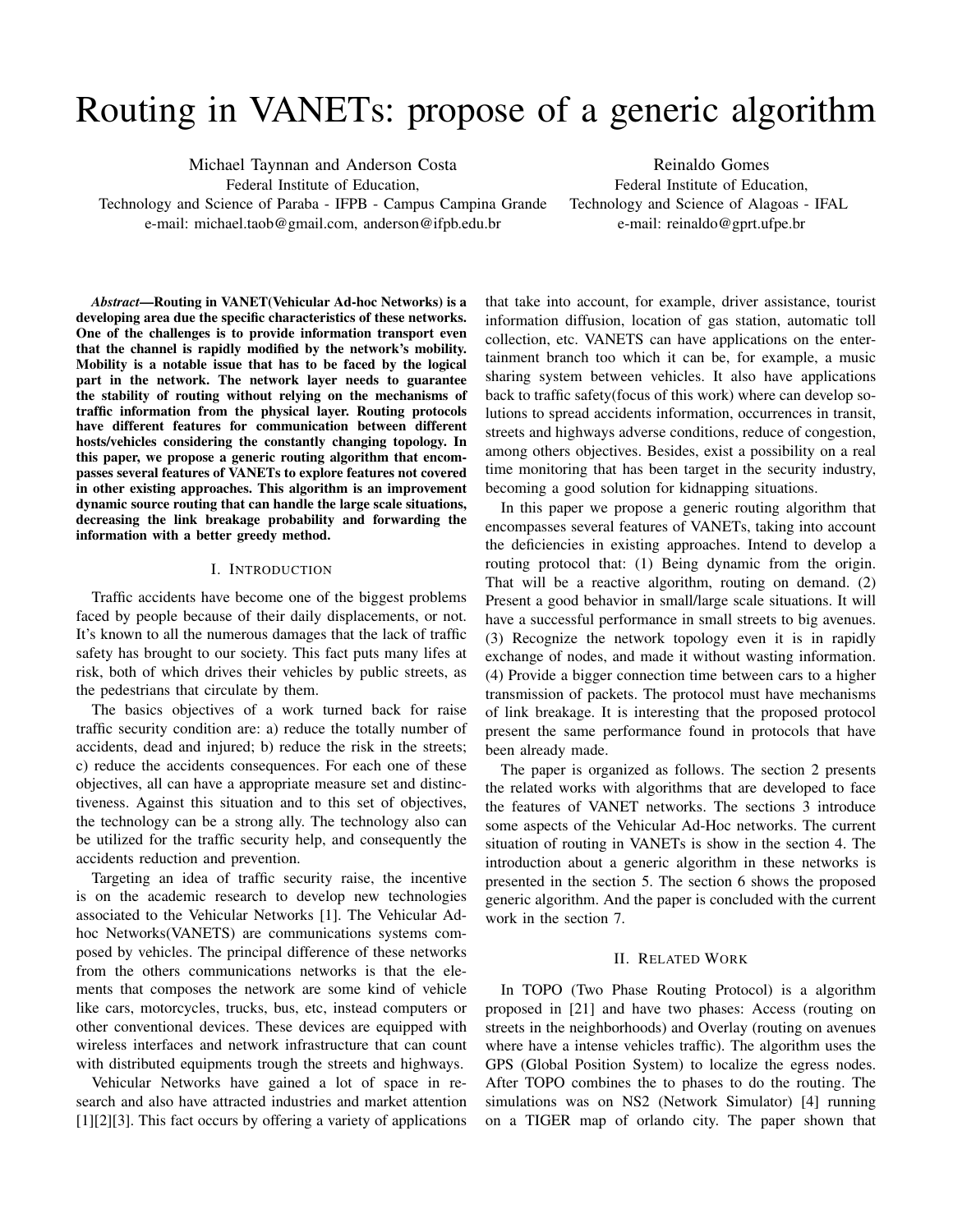# Routing in VANETs: propose of a generic algorithm

Michael Taynnan and Anderson Costa
Federal Institute of Education,
Technology and Science of Paraba - IFPB - Campus Campina Grande
e-mail: michael.taob@gmail.com, anderson@ifpb.edu.br

Reinaldo Gomes
Federal Institute of Education,
Technology and Science of Alagoas - IFAL
e-mail: reinaldo@gprt.ufpe.br

***Abstract*—Routing in VANET(Vehicular Ad-hoc Networks) is a developing area due the specific characteristics of these networks. One of the challenges is to provide information transport even that the channel is rapidly modified by the network's mobility. Mobility is a notable issue that has to be faced by the logical part in the network. The network layer needs to guarantee the stability of routing without relying on the mechanisms of traffic information from the physical layer. Routing protocols have different features for communication between different hosts/vehicles considering the constantly changing topology. In this paper, we propose a generic routing algorithm that encompasses several features of VANETs to explore features not covered in other existing approaches. This algorithm is an improvement dynamic source routing that can handle the large scale situations, decreasing the link breakage probability and forwarding the information with a better greedy method.**

## I. Introduction

Traffic accidents have become one of the biggest problems faced by people because of their daily displacements, or not. It's known to all the numerous damages that the lack of traffic safety has brought to our society. This fact puts many lifes at risk, both of which drives their vehicles by public streets, as the pedestrians that circulate by them.

The basics objectives of a work turned back for raise traffic security condition are: a) reduce the totally number of accidents, dead and injured; b) reduce the risk in the streets; c) reduce the accidents consequences. For each one of these objectives, all can have a appropriate measure set and distinctiveness. Against this situation and to this set of objectives, the technology can be a strong ally. The technology also can be utilized for the traffic security help, and consequently the accidents reduction and prevention.

Targeting an idea of traffic security raise, the incentive is on the academic research to develop new technologies associated to the Vehicular Networks [1]. The Vehicular Ad-hoc Networks(VANETS) are communications systems composed by vehicles. The principal difference of these networks from the others communications networks is that the elements that composes the network are some kind of vehicle like cars, motorcycles, trucks, bus, etc, instead computers or other conventional devices. These devices are equipped with wireless interfaces and network infrastructure that can count with distributed equipments trough the streets and highways.

Vehicular Networks have gained a lot of space in research and also have attracted industries and market attention [1][2][3]. This fact occurs by offering a variety of applications that take into account, for example, driver assistance, tourist information diffusion, location of gas station, automatic toll collection, etc. VANETS can have applications on the entertainment branch too which it can be, for example, a music sharing system between vehicles. It also have applications back to traffic safety(focus of this work) where can develop solutions to spread accidents information, occurrences in transit, streets and highways adverse conditions, reduce of congestion, among others objectives. Besides, exist a possibility on a real time monitoring that has been target in the security industry, becoming a good solution for kidnapping situations.

In this paper we propose a generic routing algorithm that encompasses several features of VANETs, taking into account the deficiencies in existing approaches. Intend to develop a routing protocol that: (1) Being dynamic from the origin. That will be a reactive algorithm, routing on demand. (2) Present a good behavior in small/large scale situations. It will have a successful performance in small streets to big avenues. (3) Recognize the network topology even it is in rapidly exchange of nodes, and made it without wasting information. (4) Provide a bigger connection time between cars to a higher transmission of packets. The protocol must have mechanisms of link breakage. It is interesting that the proposed protocol present the same performance found in protocols that have been already made.

The paper is organized as follows. The section 2 presents the related works with algorithms that are developed to face the features of VANET networks. The sections 3 introduce some aspects of the Vehicular Ad-Hoc networks. The current situation of routing in VANETs is show in the section 4. The introduction about a generic algorithm in these networks is presented in the section 5. The section 6 shows the proposed generic algorithm. And the paper is concluded with the current work in the section 7.

## II. Related Work

In TOPO (Two Phase Routing Protocol) is a algorithm proposed in [21] and have two phases: Access (routing on streets in the neighborhoods) and Overlay (routing on avenues where have a intense vehicles traffic). The algorithm uses the GPS (Global Position System) to localize the egress nodes. After TOPO combines the to phases to do the routing. The simulations was on NS2 (Network Simulator) [4] running on a TIGER map of orlando city. The paper shown that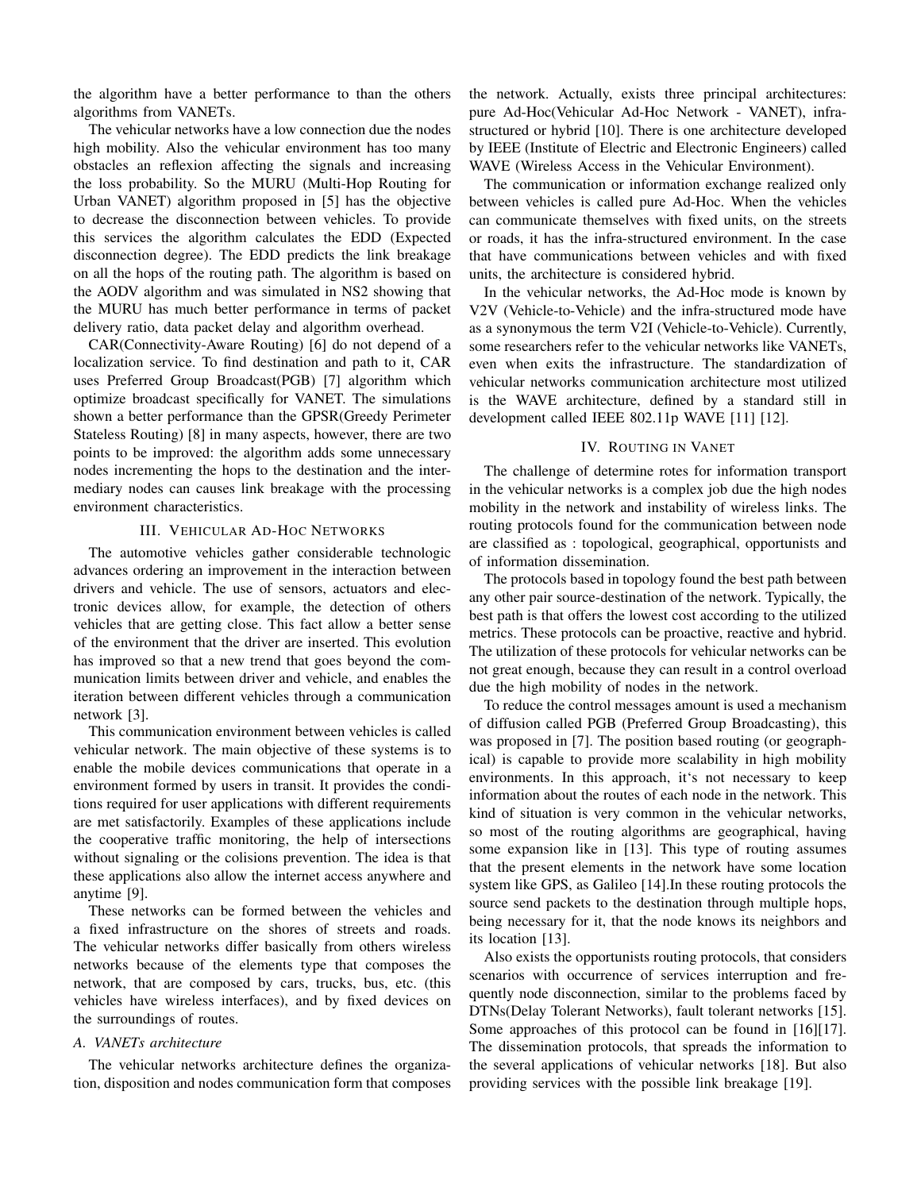the algorithm have a better performance to than the others algorithms from VANETs.

The vehicular networks have a low connection due the nodes high mobility. Also the vehicular environment has too many obstacles an reflexion affecting the signals and increasing the loss probability. So the MURU (Multi-Hop Routing for Urban VANET) algorithm proposed in [5] has the objective to decrease the disconnection between vehicles. To provide this services the algorithm calculates the EDD (Expected disconnection degree). The EDD predicts the link breakage on all the hops of the routing path. The algorithm is based on the AODV algorithm and was simulated in NS2 showing that the MURU has much better performance in terms of packet delivery ratio, data packet delay and algorithm overhead.

CAR(Connectivity-Aware Routing) [6] do not depend of a localization service. To find destination and path to it, CAR uses Preferred Group Broadcast(PGB) [7] algorithm which optimize broadcast specifically for VANET. The simulations shown a better performance than the GPSR(Greedy Perimeter Stateless Routing) [8] in many aspects, however, there are two points to be improved: the algorithm adds some unnecessary nodes incrementing the hops to the destination and the intermediary nodes can causes link breakage with the processing environment characteristics.

## III. Vehicular Ad-Hoc Networks

The automotive vehicles gather considerable technologic advances ordering an improvement in the interaction between drivers and vehicle. The use of sensors, actuators and electronic devices allow, for example, the detection of others vehicles that are getting close. This fact allow a better sense of the environment that the driver are inserted. This evolution has improved so that a new trend that goes beyond the communication limits between driver and vehicle, and enables the iteration between different vehicles through a communication network [3].

This communication environment between vehicles is called vehicular network. The main objective of these systems is to enable the mobile devices communications that operate in a environment formed by users in transit. It provides the conditions required for user applications with different requirements are met satisfactorily. Examples of these applications include the cooperative traffic monitoring, the help of intersections without signaling or the colisions prevention. The idea is that these applications also allow the internet access anywhere and anytime [9].

These networks can be formed between the vehicles and a fixed infrastructure on the shores of streets and roads. The vehicular networks differ basically from others wireless networks because of the elements type that composes the network, that are composed by cars, trucks, bus, etc. (this vehicles have wireless interfaces), and by fixed devices on the surroundings of routes.

### A. VANETs architecture

The vehicular networks architecture defines the organization, disposition and nodes communication form that composes the network. Actually, exists three principal architectures: pure Ad-Hoc(Vehicular Ad-Hoc Network - VANET), infra-structured or hybrid [10]. There is one architecture developed by IEEE (Institute of Electric and Electronic Engineers) called WAVE (Wireless Access in the Vehicular Environment).

The communication or information exchange realized only between vehicles is called pure Ad-Hoc. When the vehicles can communicate themselves with fixed units, on the streets or roads, it has the infra-structured environment. In the case that have communications between vehicles and with fixed units, the architecture is considered hybrid.

In the vehicular networks, the Ad-Hoc mode is known by V2V (Vehicle-to-Vehicle) and the infra-structured mode have as a synonymous the term V2I (Vehicle-to-Vehicle). Currently, some researchers refer to the vehicular networks like VANETs, even when exits the infrastructure. The standardization of vehicular networks communication architecture most utilized is the WAVE architecture, defined by a standard still in development called IEEE 802.11p WAVE [11] [12].

## IV. Routing in VANET

The challenge of determine rotes for information transport in the vehicular networks is a complex job due the high nodes mobility in the network and instability of wireless links. The routing protocols found for the communication between node are classified as : topological, geographical, opportunists and of information dissemination.

The protocols based in topology found the best path between any other pair source-destination of the network. Typically, the best path is that offers the lowest cost according to the utilized metrics. These protocols can be proactive, reactive and hybrid. The utilization of these protocols for vehicular networks can be not great enough, because they can result in a control overload due the high mobility of nodes in the network.

To reduce the control messages amount is used a mechanism of diffusion called PGB (Preferred Group Broadcasting), this was proposed in [7]. The position based routing (or geographical) is capable to provide more scalability in high mobility environments. In this approach, it's not necessary to keep information about the routes of each node in the network. This kind of situation is very common in the vehicular networks, so most of the routing algorithms are geographical, having some expansion like in [13]. This type of routing assumes that the present elements in the network have some location system like GPS, as Galileo [14].In these routing protocols the source send packets to the destination through multiple hops, being necessary for it, that the node knows its neighbors and its location [13].

Also exists the opportunists routing protocols, that considers scenarios with occurrence of services interruption and frequently node disconnection, similar to the problems faced by DTNs(Delay Tolerant Networks), fault tolerant networks [15]. Some approaches of this protocol can be found in [16][17]. The dissemination protocols, that spreads the information to the several applications of vehicular networks [18]. But also providing services with the possible link breakage [19].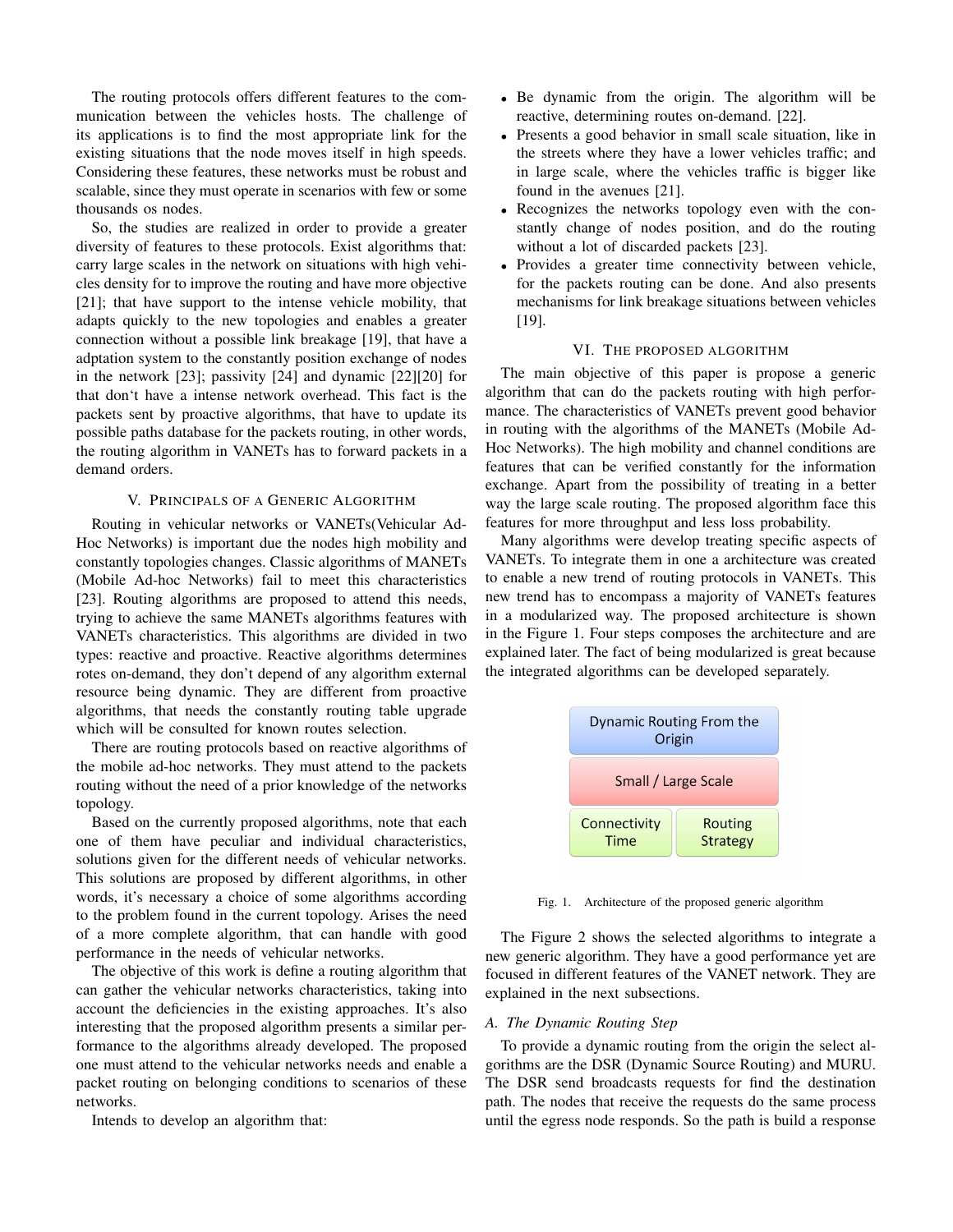The routing protocols offers different features to the communication between the vehicles hosts. The challenge of its applications is to find the most appropriate link for the existing situations that the node moves itself in high speeds. Considering these features, these networks must be robust and scalable, since they must operate in scenarios with few or some thousands os nodes.

So, the studies are realized in order to provide a greater diversity of features to these protocols. Exist algorithms that: carry large scales in the network on situations with high vehicles density for to improve the routing and have more objective [21]; that have support to the intense vehicle mobility, that adapts quickly to the new topologies and enables a greater connection without a possible link breakage [19], that have a adptation system to the constantly position exchange of nodes in the network [23]; passivity [24] and dynamic [22][20] for that don't have a intense network overhead. This fact is the packets sent by proactive algorithms, that have to update its possible paths database for the packets routing, in other words, the routing algorithm in VANETs has to forward packets in a demand orders.

## V. Principals of a Generic Algorithm

Routing in vehicular networks or VANETs(Vehicular Ad-Hoc Networks) is important due the nodes high mobility and constantly topologies changes. Classic algorithms of MANETs (Mobile Ad-hoc Networks) fail to meet this characteristics [23]. Routing algorithms are proposed to attend this needs, trying to achieve the same MANETs algorithms features with VANETs characteristics. This algorithms are divided in two types: reactive and proactive. Reactive algorithms determines rotes on-demand, they don't depend of any algorithm external resource being dynamic. They are different from proactive algorithms, that needs the constantly routing table upgrade which will be consulted for known routes selection.

There are routing protocols based on reactive algorithms of the mobile ad-hoc networks. They must attend to the packets routing without the need of a prior knowledge of the networks topology.

Based on the currently proposed algorithms, note that each one of them have peculiar and individual characteristics, solutions given for the different needs of vehicular networks. This solutions are proposed by different algorithms, in other words, it's necessary a choice of some algorithms according to the problem found in the current topology. Arises the need of a more complete algorithm, that can handle with good performance in the needs of vehicular networks.

The objective of this work is define a routing algorithm that can gather the vehicular networks characteristics, taking into account the deficiencies in the existing approaches. It's also interesting that the proposed algorithm presents a similar performance to the algorithms already developed. The proposed one must attend to the vehicular networks needs and enable a packet routing on belonging conditions to scenarios of these networks.

Intends to develop an algorithm that:

- Be dynamic from the origin. The algorithm will be reactive, determining routes on-demand. [22].
- Presents a good behavior in small scale situation, like in the streets where they have a lower vehicles traffic; and in large scale, where the vehicles traffic is bigger like found in the avenues [21].
- Recognizes the networks topology even with the constantly change of nodes position, and do the routing without a lot of discarded packets [23].
- Provides a greater time connectivity between vehicle, for the packets routing can be done. And also presents mechanisms for link breakage situations between vehicles [19].

## VI. The proposed algorithm

The main objective of this paper is propose a generic algorithm that can do the packets routing with high performance. The characteristics of VANETs prevent good behavior in routing with the algorithms of the MANETs (Mobile Ad-Hoc Networks). The high mobility and channel conditions are features that can be verified constantly for the information exchange. Apart from the possibility of treating in a better way the large scale routing. The proposed algorithm face this features for more throughput and less loss probability.

Many algorithms were develop treating specific aspects of VANETs. To integrate them in one a architecture was created to enable a new trend of routing protocols in VANETs. This new trend has to encompass a majority of VANETs features in a modularized way. The proposed architecture is shown in the Figure 1. Four steps composes the architecture and are explained later. The fact of being modularized is great because the integrated algorithms can be developed separately.

| Dynamic Routing From the Origin | |
|---|---|
| Small / Large Scale | |
| Connectivity Time | Routing Strategy |

Fig. 1. Architecture of the proposed generic algorithm

The Figure 2 shows the selected algorithms to integrate a new generic algorithm. They have a good performance yet are focused in different features of the VANET network. They are explained in the next subsections.

### A. The Dynamic Routing Step

To provide a dynamic routing from the origin the select algorithms are the DSR (Dynamic Source Routing) and MURU. The DSR send broadcasts requests for find the destination path. The nodes that receive the requests do the same process until the egress node responds. So the path is build a response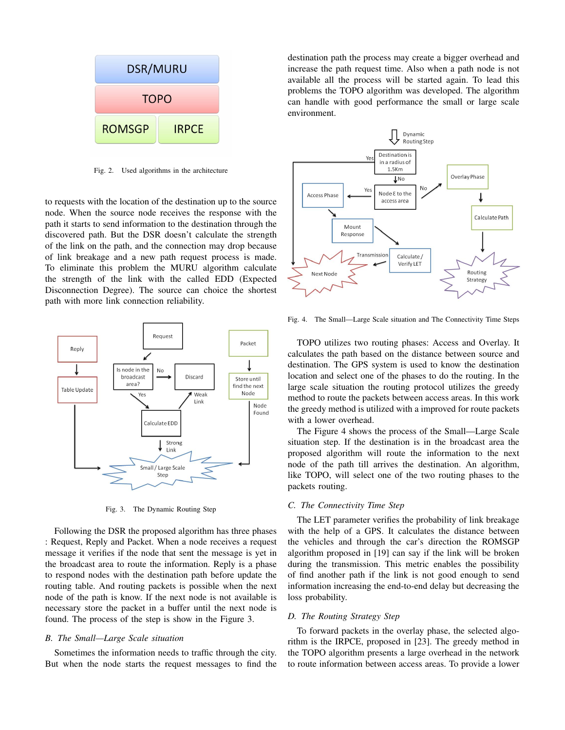Fig. 2. Used algorithms in the architecture

to requests with the location of the destination up to the source node. When the source node receives the response with the path it starts to send information to the destination through the discovered path. But the DSR doesn't calculate the strength of the link on the path, and the connection may drop because of link breakage and a new path request process is made. To eliminate this problem the MURU algorithm calculate the strength of the link with the called EDD (Expected Disconnection Degree). The source can choice the shortest path with more link connection reliability.

Fig. 3. The Dynamic Routing Step

Following the DSR the proposed algorithm has three phases : Request, Reply and Packet. When a node receives a request message it verifies if the node that sent the message is yet in the broadcast area to route the information. Reply is a phase to respond nodes with the destination path before update the routing table. And routing packets is possible when the next node of the path is know. If the next node is not available is necessary store the packet in a buffer until the next node is found. The process of the step is show in the Figure 3.

### B. The Small—Large Scale situation

Sometimes the information needs to traffic through the city. But when the node starts the request messages to find the destination path the process may create a bigger overhead and increase the path request time. Also when a path node is not available all the process will be started again. To lead this problems the TOPO algorithm was developed. The algorithm can handle with good performance the small or large scale environment.

Fig. 4. The Small—Large Scale situation and The Connectivity Time Steps

TOPO utilizes two routing phases: Access and Overlay. It calculates the path based on the distance between source and destination. The GPS system is used to know the destination location and select one of the phases to do the routing. In the large scale situation the routing protocol utilizes the greedy method to route the packets between access areas. In this work the greedy method is utilized with a improved for route packets with a lower overhead.

The Figure 4 shows the process of the Small—Large Scale situation step. If the destination is in the broadcast area the proposed algorithm will route the information to the next node of the path till arrives the destination. An algorithm, like TOPO, will select one of the two routing phases to the packets routing.

### C. The Connectivity Time Step

The LET parameter verifies the probability of link breakage with the help of a GPS. It calculates the distance between the vehicles and through the car's direction the ROMSGP algorithm proposed in [19] can say if the link will be broken during the transmission. This metric enables the possibility of find another path if the link is not good enough to send information increasing the end-to-end delay but decreasing the loss probability.

### D. The Routing Strategy Step

To forward packets in the overlay phase, the selected algorithm is the IRPCE, proposed in [23]. The greedy method in the TOPO algorithm presents a large overhead in the network to route information between access areas. To provide a lower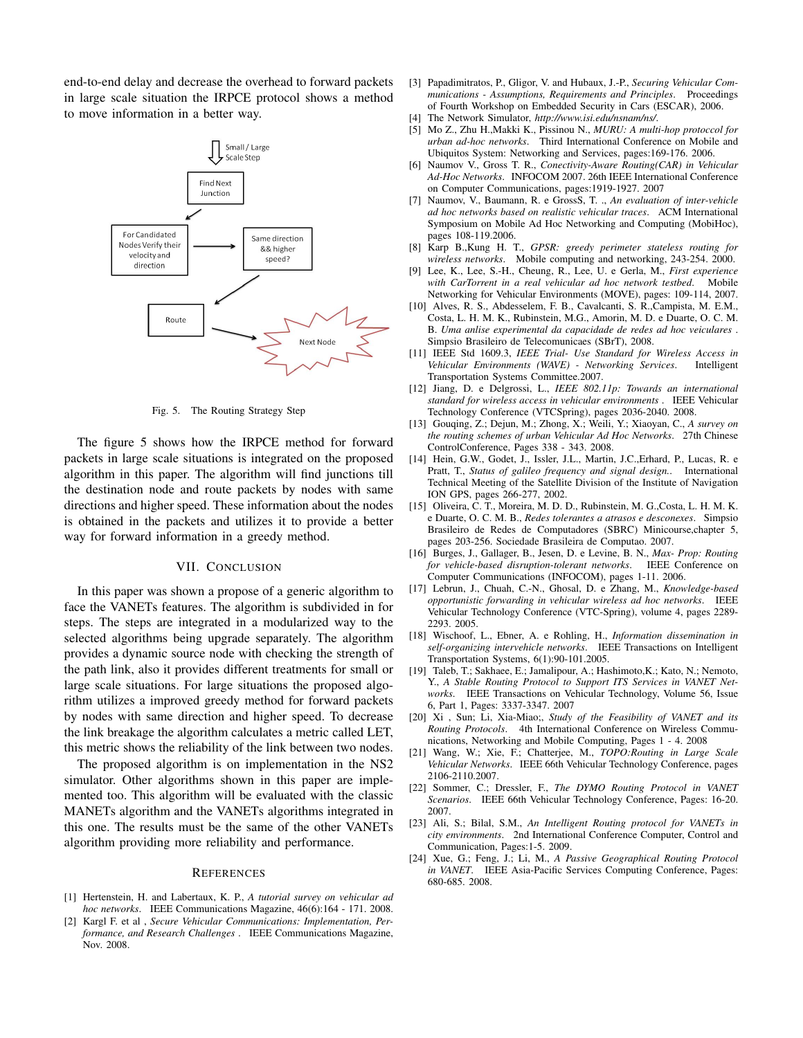end-to-end delay and decrease the overhead to forward packets in large scale situation the IRPCE protocol shows a method to move information in a better way.

Small / Large Scale Step

Find Next Junction

For Candidated Nodes Verify their velocity and direction

Same direction && higher speed?

Route

Next Node

Fig. 5. The Routing Strategy Step

The figure 5 shows how the IRPCE method for forward packets in large scale situations is integrated on the proposed algorithm in this paper. The algorithm will find junctions till the destination node and route packets by nodes with same directions and higher speed. These information about the nodes is obtained in the packets and utilizes it to provide a better way for forward information in a greedy method.

## VII. Conclusion

In this paper was shown a propose of a generic algorithm to face the VANETs features. The algorithm is subdivided in for steps. The steps are integrated in a modularized way to the selected algorithms being upgrade separately. The algorithm provides a dynamic source node with checking the strength of the path link, also it provides different treatments for small or large scale situations. For large situations the proposed algorithm utilizes a improved greedy method for forward packets by nodes with same direction and higher speed. To decrease the link breakage the algorithm calculates a metric called LET, this metric shows the reliability of the link between two nodes.

The proposed algorithm is on implementation in the NS2 simulator. Other algorithms shown in this paper are implemented too. This algorithm will be evaluated with the classic MANETs algorithm and the VANETs algorithms integrated in this one. The results must be the same of the other VANETs algorithm providing more reliability and performance.

## References

[1] Hertenstein, H. and Labertaux, K. P., *A tutorial survey on vehicular ad hoc networks*. IEEE Communications Magazine, 46(6):164 - 171. 2008.

[2] Kargl F. et al , *Secure Vehicular Communications: Implementation, Performance, and Research Challenges* . IEEE Communications Magazine, Nov. 2008.

[3] Papadimitratos, P., Gligor, V. and Hubaux, J.-P., *Securing Vehicular Communications - Assumptions, Requirements and Principles*. Proceedings of Fourth Workshop on Embedded Security in Cars (ESCAR), 2006.

[4] The Network Simulator, *http://www.isi.edu/nsnam/ns/*.

[5] Mo Z., Zhu H.,Makki K., Pissinou N., *MURU: A multi-hop proctocol for urban ad-hoc networks*. Third International Conference on Mobile and Ubiquitos System: Networking and Services, pages:169-176. 2006.

[6] Naumov V., Gross T. R., *Conectivity-Aware Routing(CAR) in Vehicular Ad-Hoc Networks*. INFOCOM 2007. 26th IEEE International Conference on Computer Communications, pages:1919-1927. 2007

[7] Naumov, V., Baumann, R. e GrossS, T. ., *An evaluation of inter-vehicle ad hoc networks based on realistic vehicular traces*. ACM International Symposium on Mobile Ad Hoc Networking and Computing (MobiHoc), pages 108-119.2006.

[8] Karp B.,Kung H. T., *GPSR: greedy perimeter stateless routing for wireless networks*. Mobile computing and networking, 243-254. 2000.

[9] Lee, K., Lee, S.-H., Cheung, R., Lee, U. e Gerla, M., *First experience with CarTorrent in a real vehicular ad hoc network testbed*. Mobile Networking for Vehicular Environments (MOVE), pages: 109-114, 2007.

[10] Alves, R. S., Abdesselem, F. B., Cavalcanti, S. R.,Campista, M. E.M., Costa, L. H. M. K., Rubinstein, M.G., Amorin, M. D. e Duarte, O. C. M. B. *Uma anlise experimental da capacidade de redes ad hoc veiculares* . Simpsio Brasileiro de Telecomunicaes (SBrT), 2008.

[11] IEEE Std 1609.3, *IEEE Trial- Use Standard for Wireless Access in Vehicular Environments (WAVE) - Networking Services*. Intelligent Transportation Systems Committee.2007.

[12] Jiang, D. e Delgrossi, L., *IEEE 802.11p: Towards an international standard for wireless access in vehicular environments* . IEEE Vehicular Technology Conference (VTCSpring), pages 2036-2040. 2008.

[13] Gouqing, Z.; Dejun, M.; Zhong, X.; Weili, Y.; Xiaoyan, C., *A survey on the routing schemes of urban Vehicular Ad Hoc Networks*. 27th Chinese ControlConference, Pages 338 - 343. 2008.

[14] Hein, G.W., Godet, J., Issler, J.L., Martin, J.C.,Erhard, P., Lucas, R. e Pratt, T., *Status of galileo frequency and signal design.*. International Technical Meeting of the Satellite Division of the Institute of Navigation ION GPS, pages 266-277, 2002.

[15] Oliveira, C. T., Moreira, R. D. D., Rubinstein, M. G.,Costa, L. H. M. K. e Duarte, O. C. M. B., *Redes tolerantes a atrasos e desconexes*. Simpsio Brasileiro de Redes de Computadores (SBRC) Minicourse,chapter 5, pages 203-256. Sociedade Brasileira de Computao. 2007.

[16] Burges, J., Gallager, B., Jesen, D. e Levine, B. N., *Max- Prop: Routing for vehicle-based disruption-tolerant networks*. IEEE Conference on Computer Communications (INFOCOM), pages 1-11. 2006.

[17] Lebrun, J., Chuah, C.-N., Ghosal, D. e Zhang, M., *Knowledge-based opportunistic forwarding in vehicular wireless ad hoc networks*. IEEE Vehicular Technology Conference (VTC-Spring), volume 4, pages 2289-2293. 2005.

[18] Wischoof, L., Ebner, A. e Rohling, H., *Information dissemination in self-organizing intervehicle networks*. IEEE Transactions on Intelligent Transportation Systems, 6(1):90-101.2005.

[19] Taleb, T.; Sakhaee, E.; Jamalipour, A.; Hashimoto,K.; Kato, N.; Nemoto, Y., *A Stable Routing Protocol to Support ITS Services in VANET Networks*. IEEE Transactions on Vehicular Technology, Volume 56, Issue 6, Part 1, Pages: 3337-3347. 2007

[20] Xi , Sun; Li, Xia-Miao;, *Study of the Feasibility of VANET and its Routing Protocols*. 4th International Conference on Wireless Communications, Networking and Mobile Computing, Pages 1 - 4. 2008

[21] Wang, W.; Xie, F.; Chatterjee, M., *TOPO:Routing in Large Scale Vehicular Networks*. IEEE 66th Vehicular Technology Conference, pages 2106-2110.2007.

[22] Sommer, C.; Dressler, F., *The DYMO Routing Protocol in VANET Scenarios*. IEEE 66th Vehicular Technology Conference, Pages: 16-20. 2007.

[23] Ali, S.; Bilal, S.M., *An Intelligent Routing protocol for VANETs in city environments*. 2nd International Conference Computer, Control and Communication, Pages:1-5. 2009.

[24] Xue, G.; Feng, J.; Li, M., *A Passive Geographical Routing Protocol in VANET*. IEEE Asia-Pacific Services Computing Conference, Pages: 680-685. 2008.